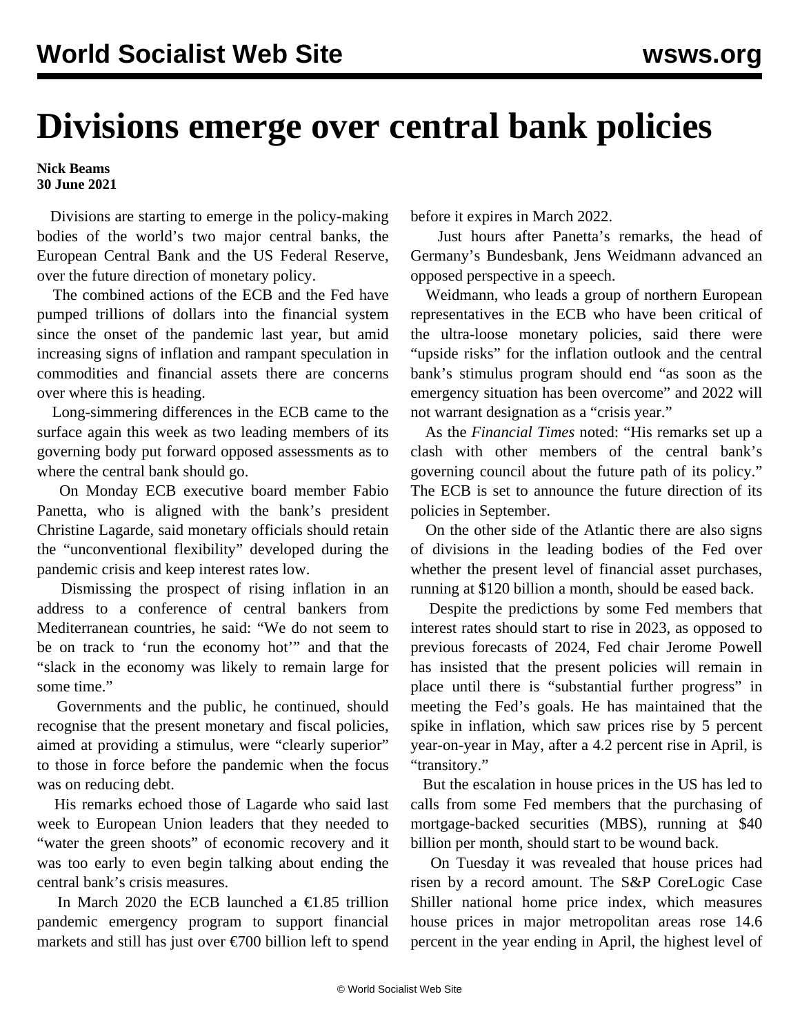# Divisions emerge over central bank policies

**Nick Beams**
**30 June 2021**

Divisions are starting to emerge in the policy-making bodies of the world's two major central banks, the European Central Bank and the US Federal Reserve, over the future direction of monetary policy.

The combined actions of the ECB and the Fed have pumped trillions of dollars into the financial system since the onset of the pandemic last year, but amid increasing signs of inflation and rampant speculation in commodities and financial assets there are concerns over where this is heading.

Long-simmering differences in the ECB came to the surface again this week as two leading members of its governing body put forward opposed assessments as to where the central bank should go.

On Monday ECB executive board member Fabio Panetta, who is aligned with the bank's president Christine Lagarde, said monetary officials should retain the "unconventional flexibility" developed during the pandemic crisis and keep interest rates low.

Dismissing the prospect of rising inflation in an address to a conference of central bankers from Mediterranean countries, he said: "We do not seem to be on track to 'run the economy hot'" and that the "slack in the economy was likely to remain large for some time."

Governments and the public, he continued, should recognise that the present monetary and fiscal policies, aimed at providing a stimulus, were "clearly superior" to those in force before the pandemic when the focus was on reducing debt.

His remarks echoed those of Lagarde who said last week to European Union leaders that they needed to "water the green shoots" of economic recovery and it was too early to even begin talking about ending the central bank's crisis measures.

In March 2020 the ECB launched a €1.85 trillion pandemic emergency program to support financial markets and still has just over €700 billion left to spend before it expires in March 2022.

Just hours after Panetta's remarks, the head of Germany's Bundesbank, Jens Weidmann advanced an opposed perspective in a speech.

Weidmann, who leads a group of northern European representatives in the ECB who have been critical of the ultra-loose monetary policies, said there were "upside risks" for the inflation outlook and the central bank's stimulus program should end "as soon as the emergency situation has been overcome" and 2022 will not warrant designation as a "crisis year."

As the *Financial Times* noted: "His remarks set up a clash with other members of the central bank's governing council about the future path of its policy." The ECB is set to announce the future direction of its policies in September.

On the other side of the Atlantic there are also signs of divisions in the leading bodies of the Fed over whether the present level of financial asset purchases, running at $120 billion a month, should be eased back.

Despite the predictions by some Fed members that interest rates should start to rise in 2023, as opposed to previous forecasts of 2024, Fed chair Jerome Powell has insisted that the present policies will remain in place until there is "substantial further progress" in meeting the Fed's goals. He has maintained that the spike in inflation, which saw prices rise by 5 percent year-on-year in May, after a 4.2 percent rise in April, is "transitory."

But the escalation in house prices in the US has led to calls from some Fed members that the purchasing of mortgage-backed securities (MBS), running at $40 billion per month, should start to be wound back.

On Tuesday it was revealed that house prices had risen by a record amount. The S&P CoreLogic Case Shiller national home price index, which measures house prices in major metropolitan areas rose 14.6 percent in the year ending in April, the highest level of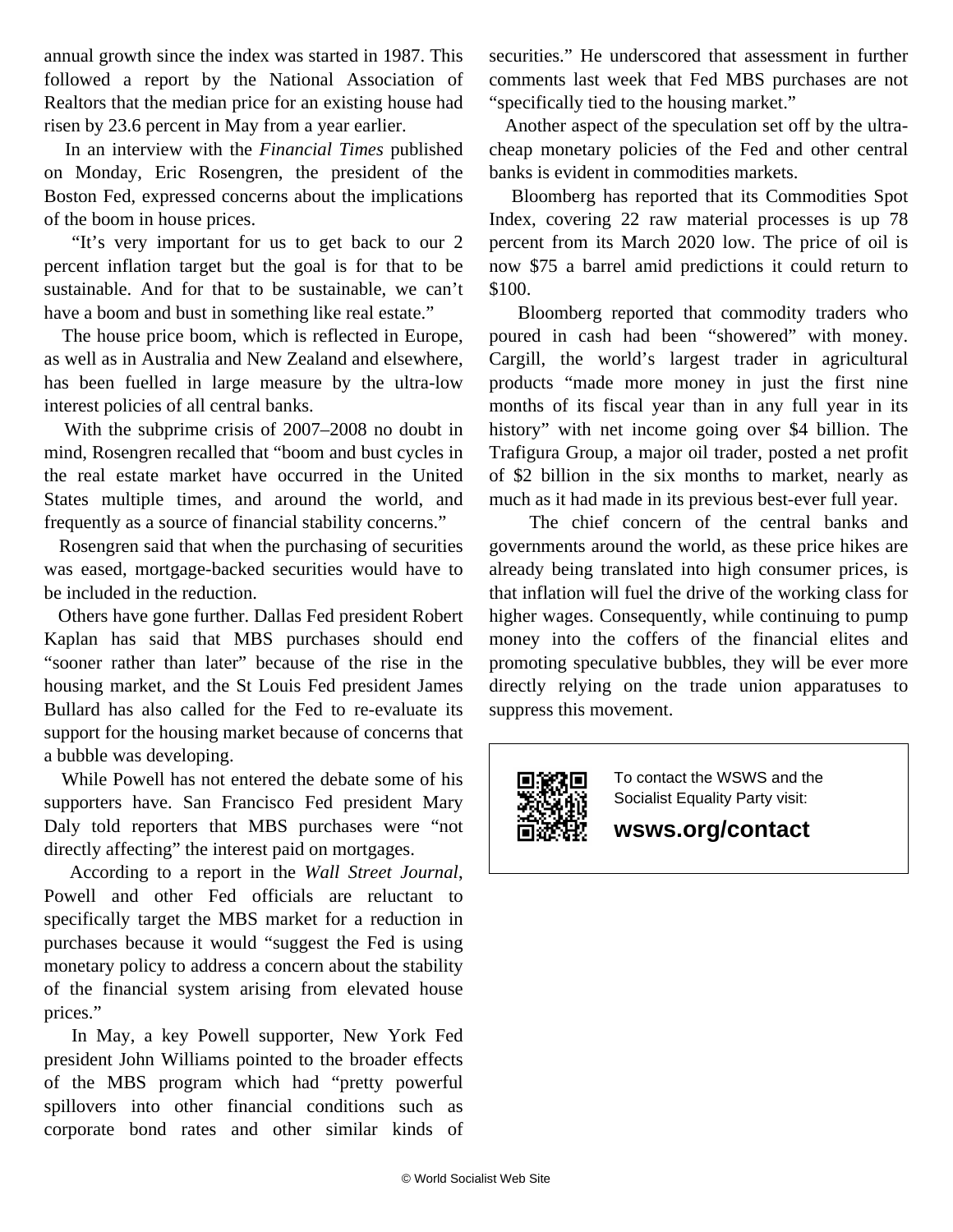annual growth since the index was started in 1987. This followed a report by the National Association of Realtors that the median price for an existing house had risen by 23.6 percent in May from a year earlier.

In an interview with the *Financial Times* published on Monday, Eric Rosengren, the president of the Boston Fed, expressed concerns about the implications of the boom in house prices.

"It's very important for us to get back to our 2 percent inflation target but the goal is for that to be sustainable. And for that to be sustainable, we can't have a boom and bust in something like real estate."

The house price boom, which is reflected in Europe, as well as in Australia and New Zealand and elsewhere, has been fuelled in large measure by the ultra-low interest policies of all central banks.

With the subprime crisis of 2007–2008 no doubt in mind, Rosengren recalled that "boom and bust cycles in the real estate market have occurred in the United States multiple times, and around the world, and frequently as a source of financial stability concerns."

Rosengren said that when the purchasing of securities was eased, mortgage-backed securities would have to be included in the reduction.

Others have gone further. Dallas Fed president Robert Kaplan has said that MBS purchases should end "sooner rather than later" because of the rise in the housing market, and the St Louis Fed president James Bullard has also called for the Fed to re-evaluate its support for the housing market because of concerns that a bubble was developing.

While Powell has not entered the debate some of his supporters have. San Francisco Fed president Mary Daly told reporters that MBS purchases were "not directly affecting" the interest paid on mortgages.

According to a report in the *Wall Street Journal*, Powell and other Fed officials are reluctant to specifically target the MBS market for a reduction in purchases because it would "suggest the Fed is using monetary policy to address a concern about the stability of the financial system arising from elevated house prices."

In May, a key Powell supporter, New York Fed president John Williams pointed to the broader effects of the MBS program which had "pretty powerful spillovers into other financial conditions such as corporate bond rates and other similar kinds of securities." He underscored that assessment in further comments last week that Fed MBS purchases are not "specifically tied to the housing market."

Another aspect of the speculation set off by the ultra-cheap monetary policies of the Fed and other central banks is evident in commodities markets.

Bloomberg has reported that its Commodities Spot Index, covering 22 raw material processes is up 78 percent from its March 2020 low. The price of oil is now $75 a barrel amid predictions it could return to $100.

Bloomberg reported that commodity traders who poured in cash had been "showered" with money. Cargill, the world's largest trader in agricultural products "made more money in just the first nine months of its fiscal year than in any full year in its history" with net income going over $4 billion. The Trafigura Group, a major oil trader, posted a net profit of $2 billion in the six months to market, nearly as much as it had made in its previous best-ever full year.

The chief concern of the central banks and governments around the world, as these price hikes are already being translated into high consumer prices, is that inflation will fuel the drive of the working class for higher wages. Consequently, while continuing to pump money into the coffers of the financial elites and promoting speculative bubbles, they will be ever more directly relying on the trade union apparatuses to suppress this movement.

To contact the WSWS and the Socialist Equality Party visit:

**wsws.org/contact**